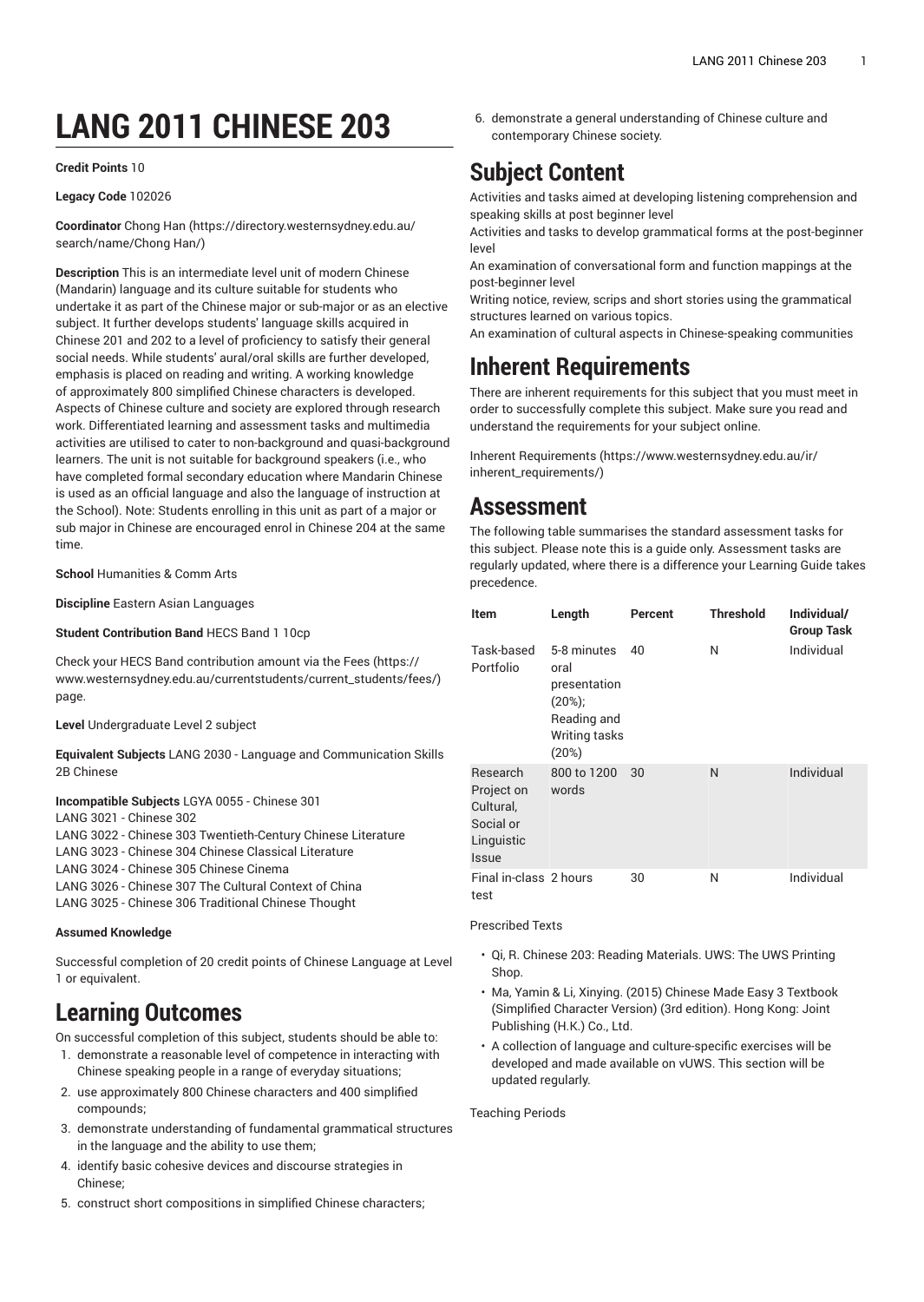# LANG 2011 CHINESE 203

**Credit Points** 10

**Legacy Code** 102026

**Coordinator** Chong Han (https://directory.westernsydney.edu.au/search/name/Chong Han/)

**Description** This is an intermediate level unit of modern Chinese (Mandarin) language and its culture suitable for students who undertake it as part of the Chinese major or sub-major or as an elective subject. It further develops students' language skills acquired in Chinese 201 and 202 to a level of proficiency to satisfy their general social needs. While students' aural/oral skills are further developed, emphasis is placed on reading and writing. A working knowledge of approximately 800 simplified Chinese characters is developed. Aspects of Chinese culture and society are explored through research work. Differentiated learning and assessment tasks and multimedia activities are utilised to cater to non-background and quasi-background learners. The unit is not suitable for background speakers (i.e., who have completed formal secondary education where Mandarin Chinese is used as an official language and also the language of instruction at the School). Note: Students enrolling in this unit as part of a major or sub major in Chinese are encouraged enrol in Chinese 204 at the same time.

**School** Humanities & Comm Arts

**Discipline** Eastern Asian Languages

**Student Contribution Band** HECS Band 1 10cp

Check your HECS Band contribution amount via the Fees (https://www.westernsydney.edu.au/currentstudents/current_students/fees/) page.

**Level** Undergraduate Level 2 subject

**Equivalent Subjects** LANG 2030 - Language and Communication Skills 2B Chinese

**Incompatible Subjects** LGYA 0055 - Chinese 301
LANG 3021 - Chinese 302
LANG 3022 - Chinese 303 Twentieth-Century Chinese Literature
LANG 3023 - Chinese 304 Chinese Classical Literature
LANG 3024 - Chinese 305 Chinese Cinema
LANG 3026 - Chinese 307 The Cultural Context of China
LANG 3025 - Chinese 306 Traditional Chinese Thought

#### Assumed Knowledge

Successful completion of 20 credit points of Chinese Language at Level 1 or equivalent.

## Learning Outcomes

On successful completion of this subject, students should be able to:

1. demonstrate a reasonable level of competence in interacting with Chinese speaking people in a range of everyday situations;
2. use approximately 800 Chinese characters and 400 simplified compounds;
3. demonstrate understanding of fundamental grammatical structures in the language and the ability to use them;
4. identify basic cohesive devices and discourse strategies in Chinese;
5. construct short compositions in simplified Chinese characters;
6. demonstrate a general understanding of Chinese culture and contemporary Chinese society.

## Subject Content

Activities and tasks aimed at developing listening comprehension and speaking skills at post beginner level
Activities and tasks to develop grammatical forms at the post-beginner level
An examination of conversational form and function mappings at the post-beginner level
Writing notice, review, scrips and short stories using the grammatical structures learned on various topics.
An examination of cultural aspects in Chinese-speaking communities

## Inherent Requirements

There are inherent requirements for this subject that you must meet in order to successfully complete this subject. Make sure you read and understand the requirements for your subject online.

Inherent Requirements (https://www.westernsydney.edu.au/ir/inherent_requirements/)

## Assessment

The following table summarises the standard assessment tasks for this subject. Please note this is a guide only. Assessment tasks are regularly updated, where there is a difference your Learning Guide takes precedence.

| Item | Length | Percent | Threshold | Individual/ Group Task |
|---|---|---|---|---|
| Task-based Portfolio | 5-8 minutes oral presentation (20%); Reading and Writing tasks (20%) | 40 | N | Individual |
| Research Project on Cultural, Social or Linguistic Issue | 800 to 1200 words | 30 | N | Individual |
| Final in-class test | 2 hours | 30 | N | Individual |

Prescribed Texts

- Qi, R. Chinese 203: Reading Materials. UWS: The UWS Printing Shop.
- Ma, Yamin & Li, Xinying. (2015) Chinese Made Easy 3 Textbook (Simplified Character Version) (3rd edition). Hong Kong: Joint Publishing (H.K.) Co., Ltd.
- A collection of language and culture-specific exercises will be developed and made available on vUWS. This section will be updated regularly.

Teaching Periods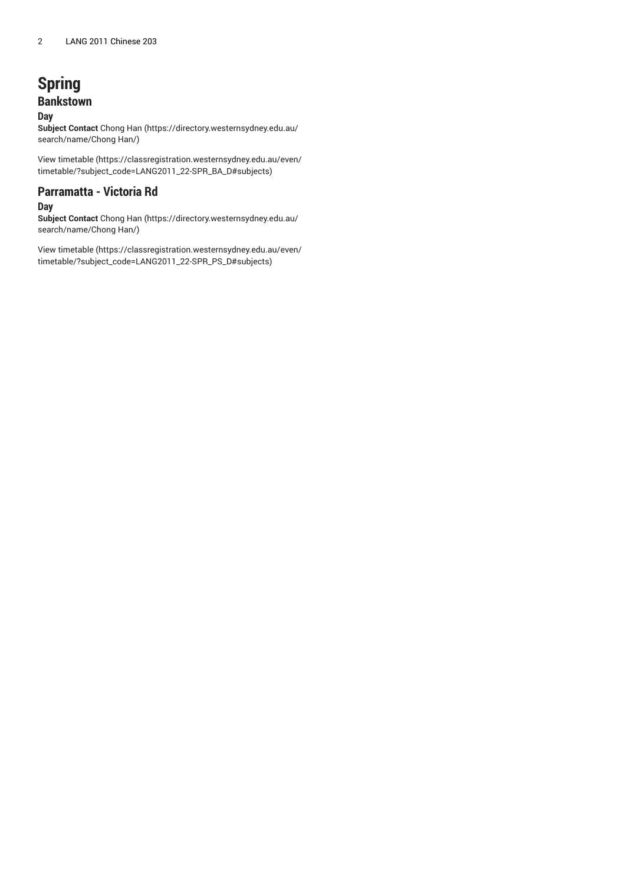# Spring

## Bankstown

### Day

**Subject Contact** Chong Han (https://directory.westernsydney.edu.au/search/name/Chong Han/)

View timetable (https://classregistration.westernsydney.edu.au/even/timetable/?subject_code=LANG2011_22-SPR_BA_D#subjects)

## Parramatta - Victoria Rd

### Day

**Subject Contact** Chong Han (https://directory.westernsydney.edu.au/search/name/Chong Han/)

View timetable (https://classregistration.westernsydney.edu.au/even/timetable/?subject_code=LANG2011_22-SPR_PS_D#subjects)